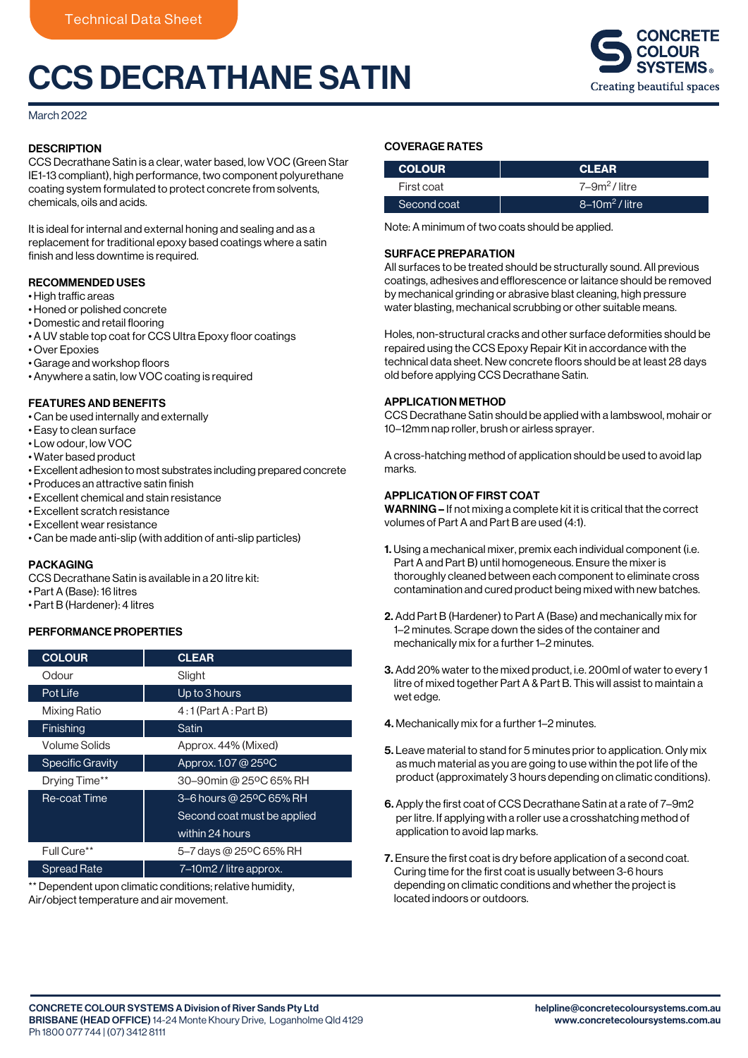Technical Data Sheet

# CCS DECRATHANE SATIN

CONCRETE COLOUR SYSTEMS®
Creating beautiful spaces

March 2022

## DESCRIPTION

CCS Decrathane Satin is a clear, water based, low VOC (Green Star IE1-13 compliant), high performance, two component polyurethane coating system formulated to protect concrete from solvents, chemicals, oils and acids.

It is ideal for internal and external honing and sealing and as a replacement for traditional epoxy based coatings where a satin finish and less downtime is required.

## RECOMMENDED USES

- High traffic areas
- Honed or polished concrete
- Domestic and retail flooring
- A UV stable top coat for CCS Ultra Epoxy floor coatings
- Over Epoxies
- Garage and workshop floors
- Anywhere a satin, low VOC coating is required

## FEATURES AND BENEFITS

- Can be used internally and externally
- Easy to clean surface
- Low odour, low VOC
- Water based product
- Excellent adhesion to most substrates including prepared concrete
- Produces an attractive satin finish
- Excellent chemical and stain resistance
- Excellent scratch resistance
- Excellent wear resistance
- Can be made anti-slip (with addition of anti-slip particles)

## PACKAGING

CCS Decrathane Satin is available in a 20 litre kit:

- Part A (Base): 16 litres
- Part B (Hardener): 4 litres

## PERFORMANCE PROPERTIES

| COLOUR | CLEAR |
|---|---|
| Odour | Slight |
| Pot Life | Up to 3 hours |
| Mixing Ratio | 4 : 1 (Part A : Part B) |
| Finishing | Satin |
| Volume Solids | Approx. 44% (Mixed) |
| Specific Gravity | Approx. 1.07 @ 25ºC |
| Drying Time** | 30–90min @ 25ºC 65% RH |
| Re-coat Time | 3–6 hours @ 25ºC 65% RH<br>Second coat must be applied within 24 hours |
| Full Cure** | 5–7 days @ 25ºC 65% RH |
| Spread Rate | 7–10m2 / litre approx. |

** Dependent upon climatic conditions; relative humidity, Air/object temperature and air movement.

## COVERAGE RATES

| COLOUR | CLEAR |
|---|---|
| First coat | 7–9m$^2$ / litre |
| Second coat | 8–10m$^2$ / litre |

Note: A minimum of two coats should be applied.

## SURFACE PREPARATION

All surfaces to be treated should be structurally sound. All previous coatings, adhesives and efflorescence or laitance should be removed by mechanical grinding or abrasive blast cleaning, high pressure water blasting, mechanical scrubbing or other suitable means.

Holes, non-structural cracks and other surface deformities should be repaired using the CCS Epoxy Repair Kit in accordance with the technical data sheet. New concrete floors should be at least 28 days old before applying CCS Decrathane Satin.

## APPLICATION METHOD

CCS Decrathane Satin should be applied with a lambswool, mohair or 10–12mm nap roller, brush or airless sprayer.

A cross-hatching method of application should be used to avoid lap marks.

## APPLICATION OF FIRST COAT

**WARNING –** If not mixing a complete kit it is critical that the correct volumes of Part A and Part B are used (4:1).

1. Using a mechanical mixer, premix each individual component (i.e. Part A and Part B) until homogeneous. Ensure the mixer is thoroughly cleaned between each component to eliminate cross contamination and cured product being mixed with new batches.
2. Add Part B (Hardener) to Part A (Base) and mechanically mix for 1–2 minutes. Scrape down the sides of the container and mechanically mix for a further 1–2 minutes.
3. Add 20% water to the mixed product, i.e. 200ml of water to every 1 litre of mixed together Part A & Part B. This will assist to maintain a wet edge.
4. Mechanically mix for a further 1–2 minutes.
5. Leave material to stand for 5 minutes prior to application. Only mix as much material as you are going to use within the pot life of the product (approximately 3 hours depending on climatic conditions).
6. Apply the first coat of CCS Decrathane Satin at a rate of 7–9m2 per litre. If applying with a roller use a crosshatching method of application to avoid lap marks.
7. Ensure the first coat is dry before application of a second coat. Curing time for the first coat is usually between 3-6 hours depending on climatic conditions and whether the project is located indoors or outdoors.

**CONCRETE COLOUR SYSTEMS A Division of River Sands Pty Ltd**
**BRISBANE (HEAD OFFICE)** 14-24 Monte Khoury Drive, Loganholme Qld 4129
Ph 1800 077 744 | (07) 3412 8111

**helpline@concretecoloursystems.com.au**
**www.concretecoloursystems.com.au**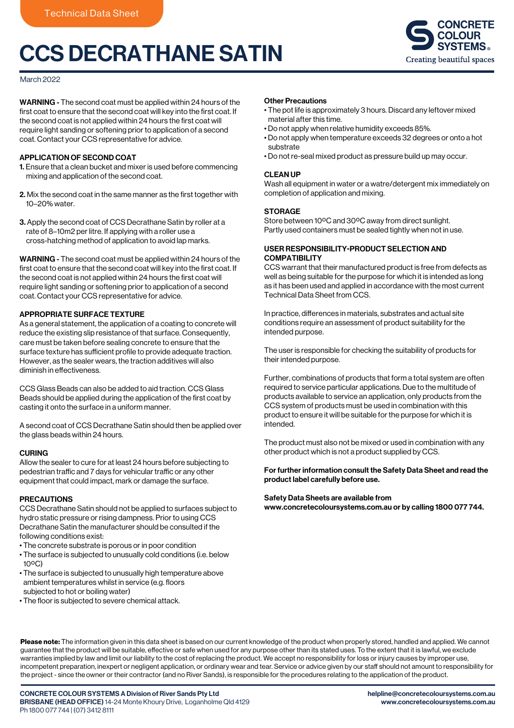# CCS DECRATHANE SATIN

March 2022

**WARNING -** The second coat must be applied within 24 hours of the first coat to ensure that the second coat will key into the first coat. If the second coat is not applied within 24 hours the first coat will require light sanding or softening prior to application of a second coat. Contact your CCS representative for advice.

**APPLICATION OF SECOND COAT**

**1.** Ensure that a clean bucket and mixer is used before commencing mixing and application of the second coat.

**2.** Mix the second coat in the same manner as the first together with 10–20% water.

**3.** Apply the second coat of CCS Decrathane Satin by roller at a rate of 8–10m2 per litre. If applying with a roller use a cross-hatching method of application to avoid lap marks.

**WARNING -** The second coat must be applied within 24 hours of the first coat to ensure that the second coat will key into the first coat. If the second coat is not applied within 24 hours the first coat will require light sanding or softening prior to application of a second coat. Contact your CCS representative for advice.

**APPROPRIATE SURFACE TEXTURE**

As a general statement, the application of a coating to concrete will reduce the existing slip resistance of that surface. Consequently, care must be taken before sealing concrete to ensure that the surface texture has sufficient profile to provide adequate traction. However, as the sealer wears, the traction additives will also diminish in effectiveness.

CCS Glass Beads can also be added to aid traction. CCS Glass Beads should be applied during the application of the first coat by casting it onto the surface in a uniform manner.

A second coat of CCS Decrathane Satin should then be applied over the glass beads within 24 hours.

**CURING**

Allow the sealer to cure for at least 24 hours before subjecting to pedestrian traffic and 7 days for vehicular traffic or any other equipment that could impact, mark or damage the surface.

**PRECAUTIONS**

CCS Decrathane Satin should not be applied to surfaces subject to hydro static pressure or rising dampness. Prior to using CCS Decrathane Satin the manufacturer should be consulted if the following conditions exist:

- The concrete substrate is porous or in poor condition
- The surface is subjected to unusually cold conditions (i.e. below 10ºC)
- The surface is subjected to unusually high temperature above ambient temperatures whilst in service (e.g. floors subjected to hot or boiling water)
- The floor is subjected to severe chemical attack.

**Other Precautions**

- The pot life is approximately 3 hours. Discard any leftover mixed material after this time.
- Do not apply when relative humidity exceeds 85%.
- Do not apply when temperature exceeds 32 degrees or onto a hot substrate
- Do not re-seal mixed product as pressure build up may occur.

**CLEAN UP**

Wash all equipment in water or a watre/detergent mix immediately on completion of application and mixing.

**STORAGE**

Store between 10ºC and 30ºC away from direct sunlight. Partly used containers must be sealed tightly when not in use.

**USER RESPONSIBILITY-PRODUCT SELECTION AND COMPATIBILITY**

CCS warrant that their manufactured product is free from defects as well as being suitable for the purpose for which it is intended as long as it has been used and applied in accordance with the most current Technical Data Sheet from CCS.

In practice, differences in materials, substrates and actual site conditions require an assessment of product suitability for the intended purpose.

The user is responsible for checking the suitability of products for their intended purpose.

Further, combinations of products that form a total system are often required to service particular applications. Due to the multitude of products available to service an application, only products from the CCS system of products must be used in combination with this product to ensure it will be suitable for the purpose for which it is intended.

The product must also not be mixed or used in combination with any other product which is not a product supplied by CCS.

**For further information consult the Safety Data Sheet and read the product label carefully before use.**

**Safety Data Sheets are available from www.concretecoloursystems.com.au or by calling 1800 077 744.**

**Please note:** The information given in this data sheet is based on our current knowledge of the product when properly stored, handled and applied. We cannot guarantee that the product will be suitable, effective or safe when used for any purpose other than its stated uses. To the extent that it is lawful, we exclude warranties implied by law and limit our liability to the cost of replacing the product. We accept no responsibility for loss or injury causes by improper use, incompetent preparation, inexpert or negligent application, or ordinary wear and tear. Service or advice given by our staff should not amount to responsibility for the project - since the owner or their contractor (and no River Sands), is responsible for the procedures relating to the application of the product.

**CONCRETE COLOUR SYSTEMS A Division of River Sands Pty Ltd**
**BRISBANE (HEAD OFFICE)** 14-24 Monte Khoury Drive, Loganholme Qld 4129
Ph 1800 077 744 | (07) 3412 8111

**helpline@concretecoloursystems.com.au**
**www.concretecoloursystems.com.au**